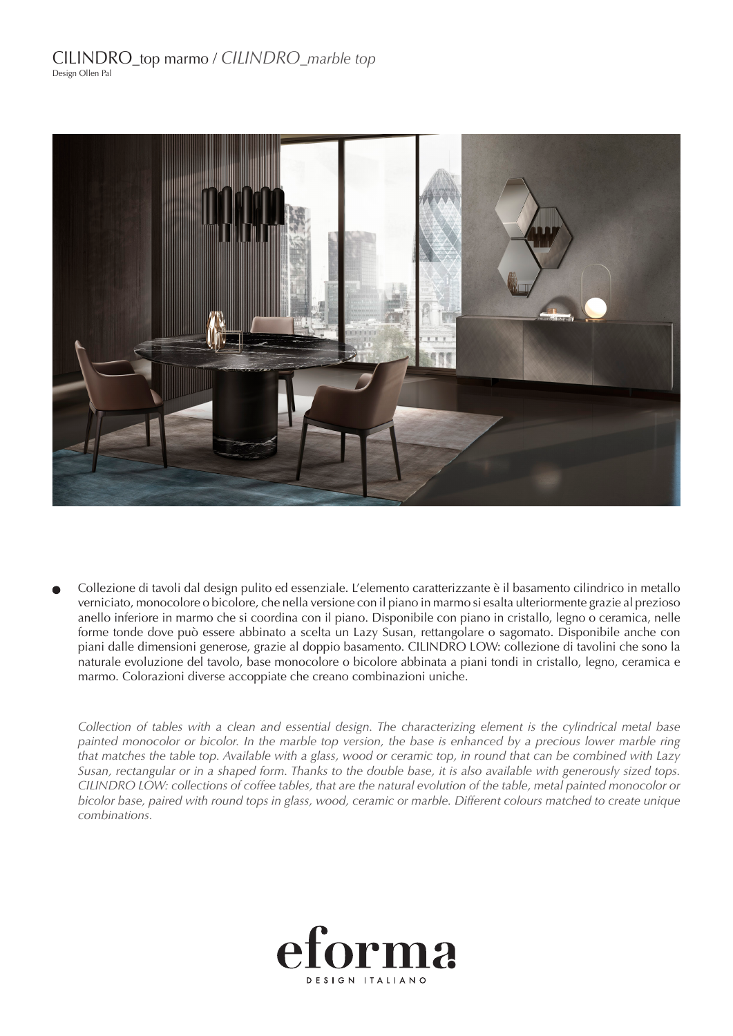# CILINDRO_top marmo / *CILINDRO_marble top*

Design Ollen Pal

- Collezione di tavoli dal design pulito ed essenziale. L'elemento caratterizzante è il basamento cilindrico in metallo verniciato, monocolore o bicolore, che nella versione con il piano in marmo si esalta ulteriormente grazie al prezioso anello inferiore in marmo che si coordina con il piano. Disponibile con piano in cristallo, legno o ceramica, nelle forme tonde dove può essere abbinato a scelta un Lazy Susan, rettangolare o sagomato. Disponibile anche con piani dalle dimensioni generose, grazie al doppio basamento. CILINDRO LOW: collezione di tavolini che sono la naturale evoluzione del tavolo, base monocolore o bicolore abbinata a piani tondi in cristallo, legno, ceramica e marmo. Colorazioni diverse accoppiate che creano combinazioni uniche.

*Collection of tables with a clean and essential design. The characterizing element is the cylindrical metal base painted monocolor or bicolor. In the marble top version, the base is enhanced by a precious lower marble ring that matches the table top. Available with a glass, wood or ceramic top, in round that can be combined with Lazy Susan, rectangular or in a shaped form. Thanks to the double base, it is also available with generously sized tops. CILINDRO LOW: collections of coffee tables, that are the natural evolution of the table, metal painted monocolor or bicolor base, paired with round tops in glass, wood, ceramic or marble. Different colours matched to create unique combinations.*

eforma

DESIGN ITALIANO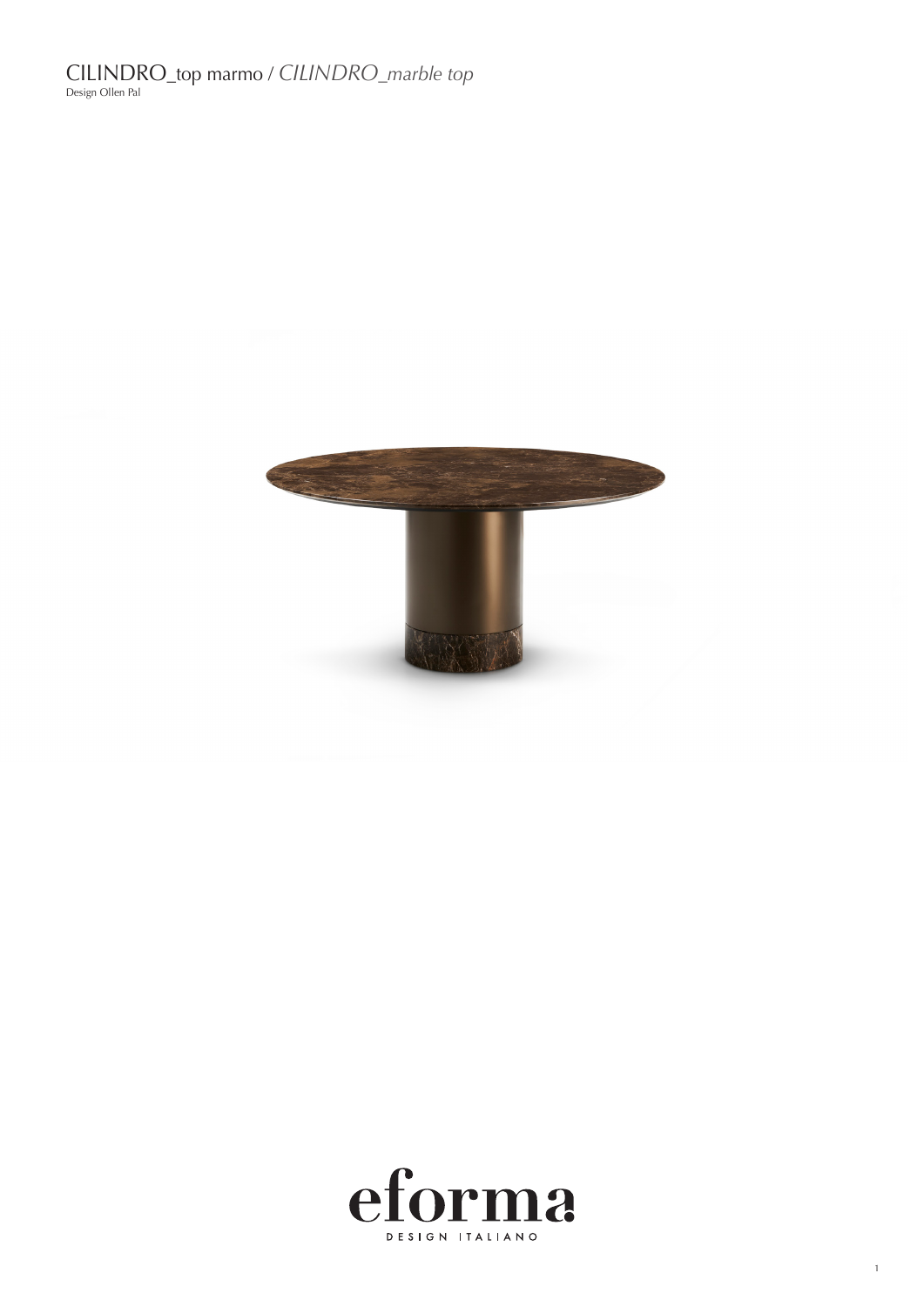CILINDRO_top marmo / *CILINDRO_marble top*

Design Ollen Pal

eforma

DESIGN ITALIANO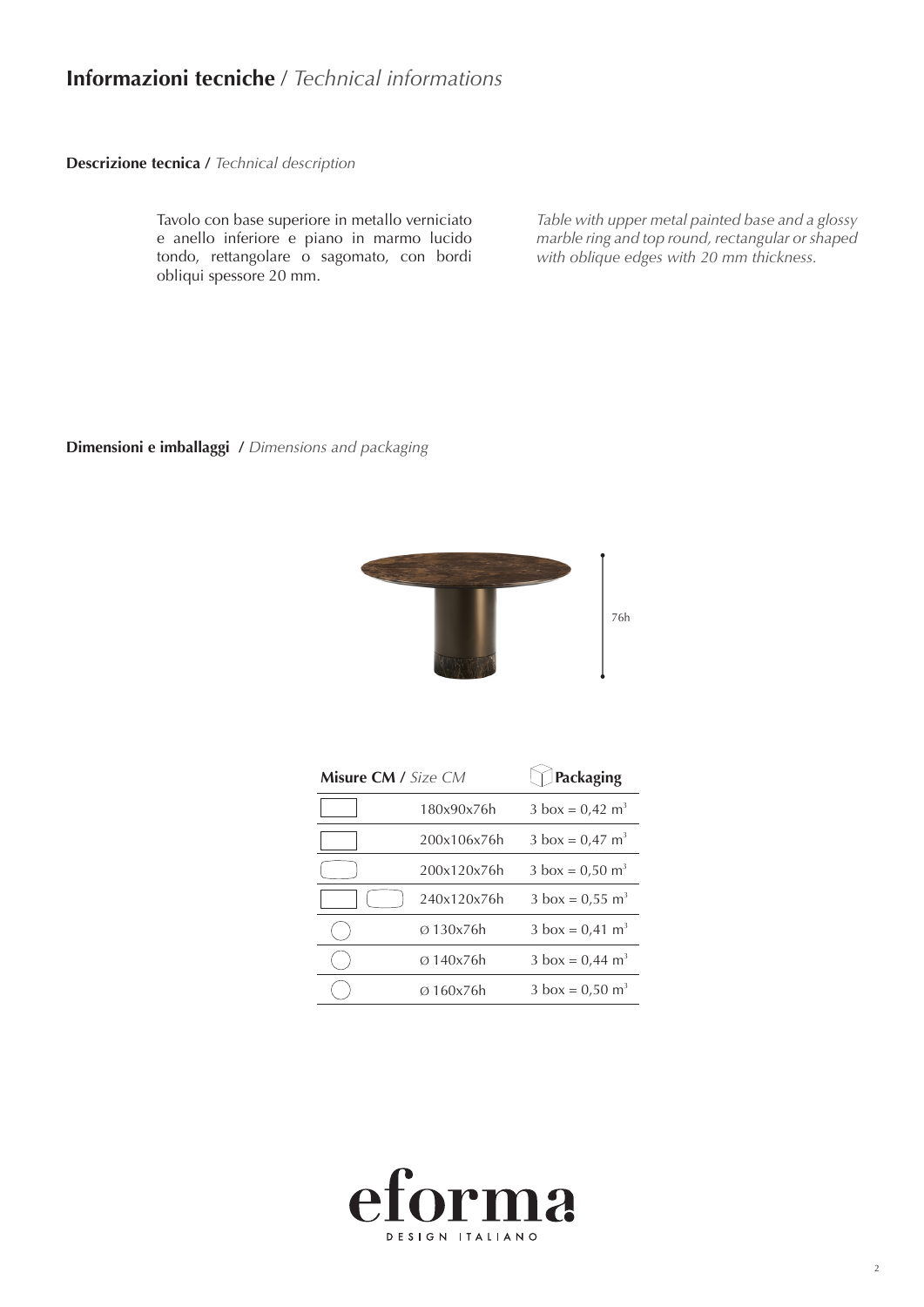# **Informazioni tecniche** / *Technical informations*

**Descrizione tecnica /** *Technical description*

Tavolo con base superiore in metallo verniciato e anello inferiore e piano in marmo lucido tondo, rettangolare o sagomato, con bordi obliqui spessore 20 mm.

*Table with upper metal painted base and a glossy marble ring and top round, rectangular or shaped with oblique edges with 20 mm thickness.*

**Dimensioni e imballaggi /** *Dimensions and packaging*

76h

| **Misure CM /** *Size CM* | | **Packaging** |
|---|---|---|
| ▭ | 180x90x76h | 3 box = 0,42 $m^3$ |
| ▭ | 200x106x76h | 3 box = 0,47 $m^3$ |
| ▢ | 200x120x76h | 3 box = 0,50 $m^3$ |
| ▭ ▢ | 240x120x76h | 3 box = 0,55 $m^3$ |
| ○ | Ø 130x76h | 3 box = 0,41 $m^3$ |
| ○ | Ø 140x76h | 3 box = 0,44 $m^3$ |
| ○ | Ø 160x76h | 3 box = 0,50 $m^3$ |

eforma
DESIGN ITALIANO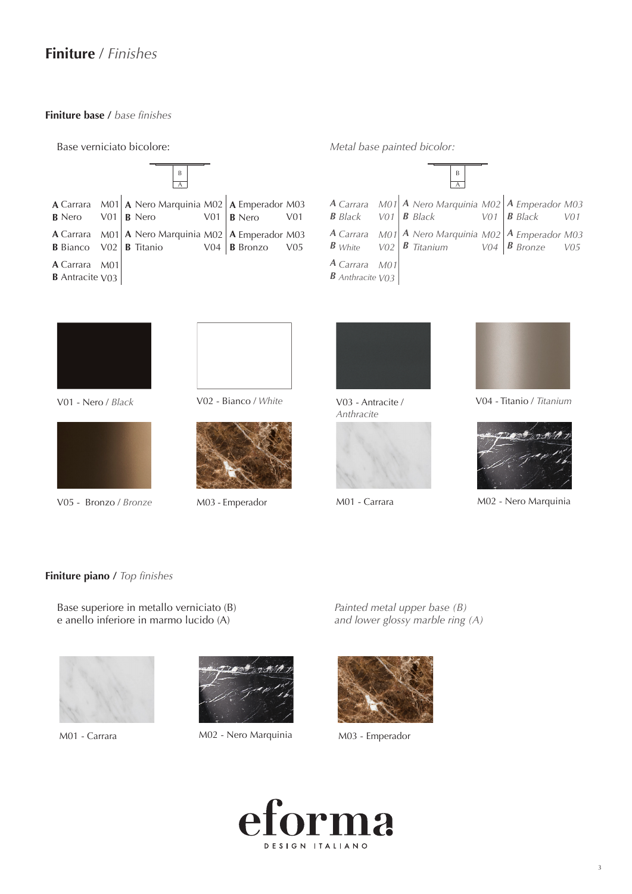# **Finiture** / *Finishes*

**Finiture base /** *base finishes*

Base verniciato bicolore:

B
A

| | | |
|---|---|---|
| **A** Carrara M01<br>**B** Nero V01 | **A** Nero Marquinia M02<br>**B** Nero V01 | **A** Emperador M03<br>**B** Nero V01 |
| **A** Carrara M01<br>**B** Bianco V02 | **A** Nero Marquinia M02<br>**B** Titanio V04 | **A** Emperador M03<br>**B** Bronzo V05 |
| **A** Carrara M01<br>**B** Antracite V03 | | |

*Metal base painted bicolor:*

B
A

| | | |
|---|---|---|
| ***A*** *Carrara M01*<br>***B*** *Black V01* | ***A*** *Nero Marquinia M02*<br>***B*** *Black V01* | ***A*** *Emperador M03*<br>***B*** *Black V01* |
| ***A*** *Carrara M01*<br>***B*** *White V02* | ***A*** *Nero Marquinia M02*<br>***B*** *Titanium V04* | ***A*** *Emperador M03*<br>***B*** *Bronze V05* |
| ***A*** *Carrara M01*<br>***B*** *Anthracite V03* | | |

V01 - Nero / *Black*

V02 - Bianco / *White*

V03 - Antracite / *Anthracite*

V04 - Titanio / *Titanium*

V05 - Bronzo / *Bronze*

M03 - Emperador

M01 - Carrara

M02 - Nero Marquinia

**Finiture piano /** *Top finishes*

Base superiore in metallo verniciato (B)
e anello inferiore in marmo lucido (A)

*Painted metal upper base (B)*
*and lower glossy marble ring (A)*

M01 - Carrara

M02 - Nero Marquinia

M03 - Emperador

eforma
DESIGN ITALIANO